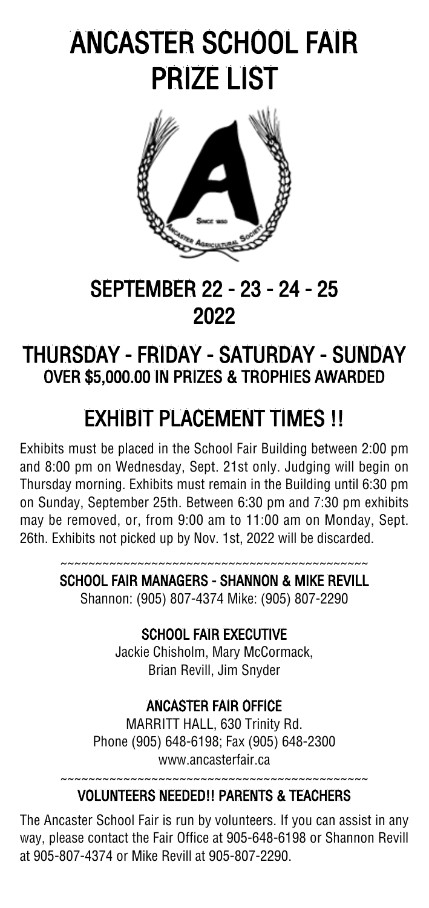# ANCASTER SCHOOL FAIR PRIZE LIST

## SEPTEMBER 22 - 23 - 24 - 25 2022

## THURSDAY - FRIDAY - SATURDAY - SUNDAY

### OVER $5,000.00 IN PRIZES & TROPHIES AWARDED

## EXHIBIT PLACEMENT TIMES !!

Exhibits must be placed in the School Fair Building between 2:00 pm and 8:00 pm on Wednesday, Sept. 21st only. Judging will begin on Thursday morning. Exhibits must remain in the Building until 6:30 pm on Sunday, September 25th. Between 6:30 pm and 7:30 pm exhibits may be removed, or, from 9:00 am to 11:00 am on Monday, Sept. 26th. Exhibits not picked up by Nov. 1st, 2022 will be discarded.

~~~~~~~~~~~~~~~~~~~~~~~~~~~~~~~~~~~~~~~~~~~~

**SCHOOL FAIR MANAGERS - SHANNON & MIKE REVILL**

Shannon: (905) 807-4374 Mike: (905) 807-2290

**SCHOOL FAIR EXECUTIVE**

Jackie Chisholm, Mary McCormack,
Brian Revill, Jim Snyder

**ANCASTER FAIR OFFICE**

MARRITT HALL, 630 Trinity Rd.
Phone (905) 648-6198; Fax (905) 648-2300
www.ancasterfair.ca

~~~~~~~~~~~~~~~~~~~~~~~~~~~~~~~~~~~~~~~~~~~~

**VOLUNTEERS NEEDED!! PARENTS & TEACHERS**

The Ancaster School Fair is run by volunteers. If you can assist in any way, please contact the Fair Office at 905-648-6198 or Shannon Revill at 905-807-4374 or Mike Revill at 905-807-2290.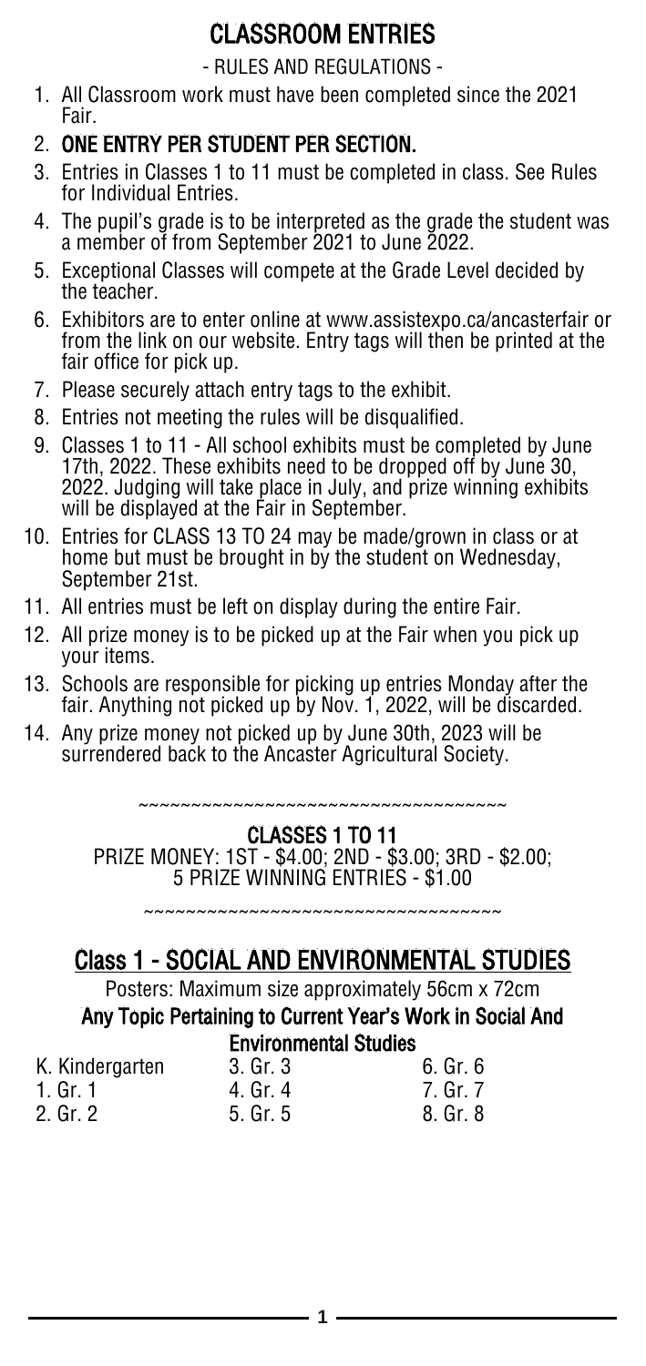# CLASSROOM ENTRIES

- RULES AND REGULATIONS -

1. All Classroom work must have been completed since the 2021 Fair.
2. **ONE ENTRY PER STUDENT PER SECTION.**
3. Entries in Classes 1 to 11 must be completed in class. See Rules for Individual Entries.
4. The pupil's grade is to be interpreted as the grade the student was a member of from September 2021 to June 2022.
5. Exceptional Classes will compete at the Grade Level decided by the teacher.
6. Exhibitors are to enter online at www.assistexpo.ca/ancasterfair or from the link on our website. Entry tags will then be printed at the fair office for pick up.
7. Please securely attach entry tags to the exhibit.
8. Entries not meeting the rules will be disqualified.
9. Classes 1 to 11 - All school exhibits must be completed by June 17th, 2022. These exhibits need to be dropped off by June 30, 2022. Judging will take place in July, and prize winning exhibits will be displayed at the Fair in September.
10. Entries for CLASS 13 TO 24 may be made/grown in class or at home but must be brought in by the student on Wednesday, September 21st.
11. All entries must be left on display during the entire Fair.
12. All prize money is to be picked up at the Fair when you pick up your items.
13. Schools are responsible for picking up entries Monday after the fair. Anything not picked up by Nov. 1, 2022, will be discarded.
14. Any prize money not picked up by June 30th, 2023 will be surrendered back to the Ancaster Agricultural Society.

~~~~~~~~~~~~~~~~~~~~~~~~~~~~~~~~~~

**CLASSES 1 TO 11**

PRIZE MONEY: 1ST - $4.00; 2ND - $3.00; 3RD - $2.00;
5 PRIZE WINNING ENTRIES - $1.00

~~~~~~~~~~~~~~~~~~~~~~~~~~~~~~~~~~

## Class 1 - SOCIAL AND ENVIRONMENTAL STUDIES

Posters: Maximum size approximately 56cm x 72cm

**Any Topic Pertaining to Current Year's Work in Social And Environmental Studies**

K. Kindergarten
1. Gr. 1
2. Gr. 2
3. Gr. 3
4. Gr. 4
5. Gr. 5
6. Gr. 6
7. Gr. 7
8. Gr. 8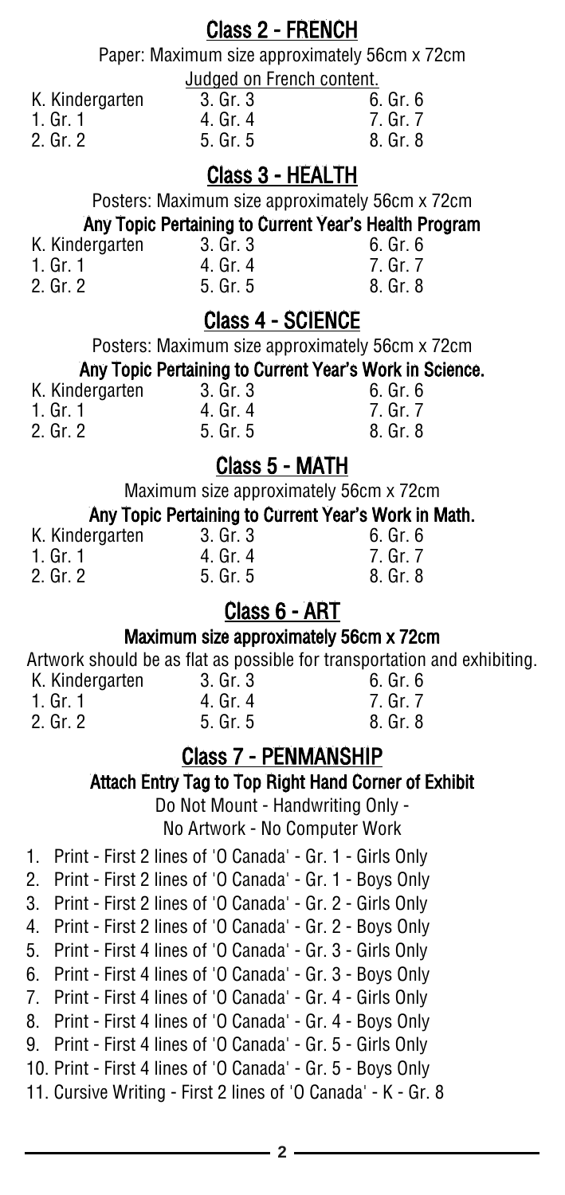## Class 2 - FRENCH

Paper: Maximum size approximately 56cm x 72cm

Judged on French content.

| | | |
|---|---|---|
| K. Kindergarten | 3. Gr. 3 | 6. Gr. 6 |
| 1. Gr. 1 | 4. Gr. 4 | 7. Gr. 7 |
| 2. Gr. 2 | 5. Gr. 5 | 8. Gr. 8 |

## Class 3 - HEALTH

Posters: Maximum size approximately 56cm x 72cm

**Any Topic Pertaining to Current Year's Health Program**

| | | |
|---|---|---|
| K. Kindergarten | 3. Gr. 3 | 6. Gr. 6 |
| 1. Gr. 1 | 4. Gr. 4 | 7. Gr. 7 |
| 2. Gr. 2 | 5. Gr. 5 | 8. Gr. 8 |

## Class 4 - SCIENCE

Posters: Maximum size approximately 56cm x 72cm

**Any Topic Pertaining to Current Year's Work in Science.**

| | | |
|---|---|---|
| K. Kindergarten | 3. Gr. 3 | 6. Gr. 6 |
| 1. Gr. 1 | 4. Gr. 4 | 7. Gr. 7 |
| 2. Gr. 2 | 5. Gr. 5 | 8. Gr. 8 |

## Class 5 - MATH

Maximum size approximately 56cm x 72cm

**Any Topic Pertaining to Current Year's Work in Math.**

| | | |
|---|---|---|
| K. Kindergarten | 3. Gr. 3 | 6. Gr. 6 |
| 1. Gr. 1 | 4. Gr. 4 | 7. Gr. 7 |
| 2. Gr. 2 | 5. Gr. 5 | 8. Gr. 8 |

## Class 6 - ART

**Maximum size approximately 56cm x 72cm**

Artwork should be as flat as possible for transportation and exhibiting.

| | | |
|---|---|---|
| K. Kindergarten | 3. Gr. 3 | 6. Gr. 6 |
| 1. Gr. 1 | 4. Gr. 4 | 7. Gr. 7 |
| 2. Gr. 2 | 5. Gr. 5 | 8. Gr. 8 |

## Class 7 - PENMANSHIP

**Attach Entry Tag to Top Right Hand Corner of Exhibit**

Do Not Mount - Handwriting Only -
No Artwork - No Computer Work

1. Print - First 2 lines of 'O Canada' - Gr. 1 - Girls Only
2. Print - First 2 lines of 'O Canada' - Gr. 1 - Boys Only
3. Print - First 2 lines of 'O Canada' - Gr. 2 - Girls Only
4. Print - First 2 lines of 'O Canada' - Gr. 2 - Boys Only
5. Print - First 4 lines of 'O Canada' - Gr. 3 - Girls Only
6. Print - First 4 lines of 'O Canada' - Gr. 3 - Boys Only
7. Print - First 4 lines of 'O Canada' - Gr. 4 - Girls Only
8. Print - First 4 lines of 'O Canada' - Gr. 4 - Boys Only
9. Print - First 4 lines of 'O Canada' - Gr. 5 - Girls Only
10. Print - First 4 lines of 'O Canada' - Gr. 5 - Boys Only
11. Cursive Writing - First 2 lines of 'O Canada' - K - Gr. 8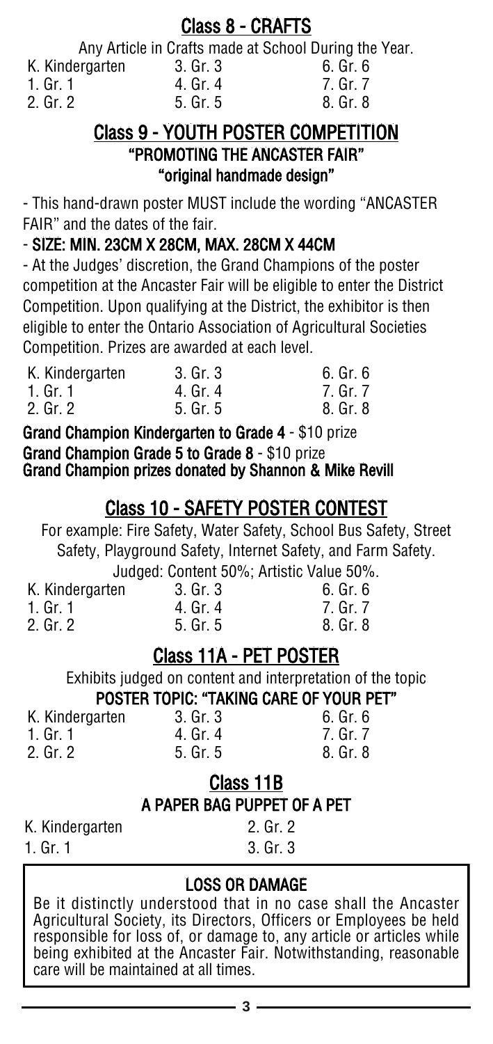## Class 8 - CRAFTS

Any Article in Crafts made at School During the Year.

K. Kindergarten
1. Gr. 1
2. Gr. 2
3. Gr. 3
4. Gr. 4
5. Gr. 5
6. Gr. 6
7. Gr. 7
8. Gr. 8

## Class 9 - YOUTH POSTER COMPETITION

### "PROMOTING THE ANCASTER FAIR"

### "original handmade design"

- This hand-drawn poster MUST include the wording "ANCASTER FAIR" and the dates of the fair.
- **SIZE: MIN. 23CM X 28CM, MAX. 28CM X 44CM**
- At the Judges' discretion, the Grand Champions of the poster competition at the Ancaster Fair will be eligible to enter the District Competition. Upon qualifying at the District, the exhibitor is then eligible to enter the Ontario Association of Agricultural Societies Competition. Prizes are awarded at each level.

K. Kindergarten
1. Gr. 1
2. Gr. 2
3. Gr. 3
4. Gr. 4
5. Gr. 5
6. Gr. 6
7. Gr. 7
8. Gr. 8

**Grand Champion Kindergarten to Grade 4** - $10 prize
**Grand Champion Grade 5 to Grade 8** - $10 prize
**Grand Champion prizes donated by Shannon & Mike Revill**

## Class 10 - SAFETY POSTER CONTEST

For example: Fire Safety, Water Safety, School Bus Safety, Street Safety, Playground Safety, Internet Safety, and Farm Safety.

Judged: Content 50%; Artistic Value 50%.

K. Kindergarten
1. Gr. 1
2. Gr. 2
3. Gr. 3
4. Gr. 4
5. Gr. 5
6. Gr. 6
7. Gr. 7
8. Gr. 8

## Class 11A - PET POSTER

Exhibits judged on content and interpretation of the topic

**POSTER TOPIC: "TAKING CARE OF YOUR PET"**

K. Kindergarten
1. Gr. 1
2. Gr. 2
3. Gr. 3
4. Gr. 4
5. Gr. 5
6. Gr. 6
7. Gr. 7
8. Gr. 8

## Class 11B

### A PAPER BAG PUPPET OF A PET

K. Kindergarten
1. Gr. 1
2. Gr. 2
3. Gr. 3

### LOSS OR DAMAGE

Be it distinctly understood that in no case shall the Ancaster Agricultural Society, its Directors, Officers or Employees be held responsible for loss of, or damage to, any article or articles while being exhibited at the Ancaster Fair. Notwithstanding, reasonable care will be maintained at all times.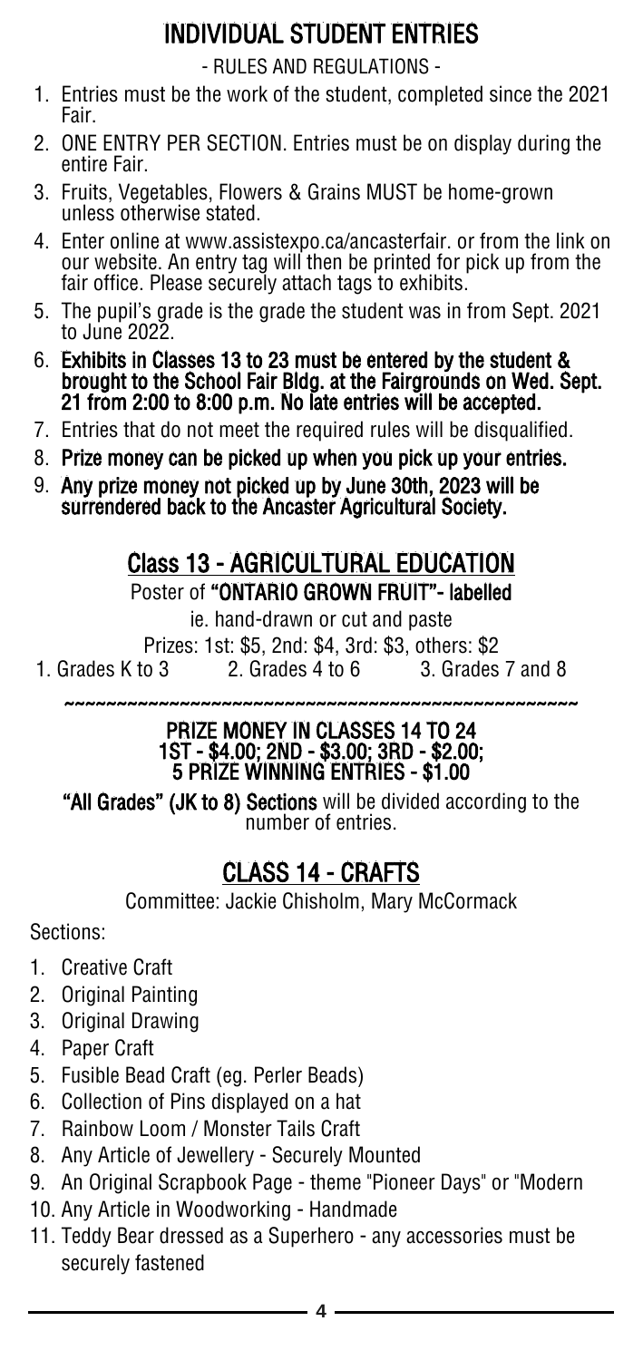# INDIVIDUAL STUDENT ENTRIES

- RULES AND REGULATIONS -

1. Entries must be the work of the student, completed since the 2021 Fair.
2. ONE ENTRY PER SECTION. Entries must be on display during the entire Fair.
3. Fruits, Vegetables, Flowers & Grains MUST be home-grown unless otherwise stated.
4. Enter online at www.assistexpo.ca/ancasterfair. or from the link on our website. An entry tag will then be printed for pick up from the fair office. Please securely attach tags to exhibits.
5. The pupil's grade is the grade the student was in from Sept. 2021 to June 2022.
6. **Exhibits in Classes 13 to 23 must be entered by the student & brought to the School Fair Bldg. at the Fairgrounds on Wed. Sept. 21 from 2:00 to 8:00 p.m. No late entries will be accepted.**
7. Entries that do not meet the required rules will be disqualified.
8. **Prize money can be picked up when you pick up your entries.**
9. **Any prize money not picked up by June 30th, 2023 will be surrendered back to the Ancaster Agricultural Society.**

## Class 13 - AGRICULTURAL EDUCATION

Poster of **"ONTARIO GROWN FRUIT"- labelled**

ie. hand-drawn or cut and paste

Prizes: 1st: $5, 2nd: $4, 3rd: $3, others: $2

1. Grades K to 3
2. Grades 4 to 6
3. Grades 7 and 8

~~~~~~~~~~~~~~~~~~~~~~~~~~~~~~~~~~~~~~~~~~~~~~~~~~

**PRIZE MONEY IN CLASSES 14 TO 24**
**1ST - $4.00; 2ND - $3.00; 3RD - $2.00;**
**5 PRIZE WINNING ENTRIES - $1.00**

**"All Grades" (JK to 8) Sections** will be divided according to the number of entries.

## CLASS 14 - CRAFTS

Committee: Jackie Chisholm, Mary McCormack

Sections:

1. Creative Craft
2. Original Painting
3. Original Drawing
4. Paper Craft
5. Fusible Bead Craft (eg. Perler Beads)
6. Collection of Pins displayed on a hat
7. Rainbow Loom / Monster Tails Craft
8. Any Article of Jewellery - Securely Mounted
9. An Original Scrapbook Page - theme "Pioneer Days" or "Modern
10. Any Article in Woodworking - Handmade
11. Teddy Bear dressed as a Superhero - any accessories must be securely fastened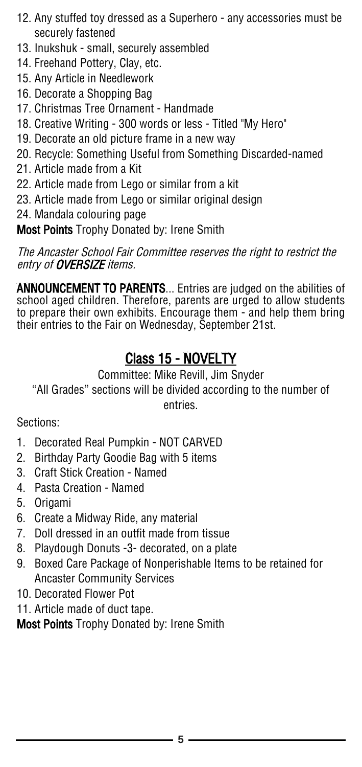12. Any stuffed toy dressed as a Superhero - any accessories must be securely fastened
13. Inukshuk - small, securely assembled
14. Freehand Pottery, Clay, etc.
15. Any Article in Needlework
16. Decorate a Shopping Bag
17. Christmas Tree Ornament - Handmade
18. Creative Writing - 300 words or less - Titled "My Hero"
19. Decorate an old picture frame in a new way
20. Recycle: Something Useful from Something Discarded-named
21. Article made from a Kit
22. Article made from Lego or similar from a kit
23. Article made from Lego or similar original design
24. Mandala colouring page

**Most Points** Trophy Donated by: Irene Smith

*The Ancaster School Fair Committee reserves the right to restrict the entry of **OVERSIZE** items.*

**ANNOUNCEMENT TO PARENTS**... Entries are judged on the abilities of school aged children. Therefore, parents are urged to allow students to prepare their own exhibits. Encourage them - and help them bring their entries to the Fair on Wednesday, September 21st.

## Class 15 - NOVELTY

Committee: Mike Revill, Jim Snyder

"All Grades" sections will be divided according to the number of entries.

Sections:

1. Decorated Real Pumpkin - NOT CARVED
2. Birthday Party Goodie Bag with 5 items
3. Craft Stick Creation - Named
4. Pasta Creation - Named
5. Origami
6. Create a Midway Ride, any material
7. Doll dressed in an outfit made from tissue
8. Playdough Donuts -3- decorated, on a plate
9. Boxed Care Package of Nonperishable Items to be retained for Ancaster Community Services
10. Decorated Flower Pot
11. Article made of duct tape.

**Most Points** Trophy Donated by: Irene Smith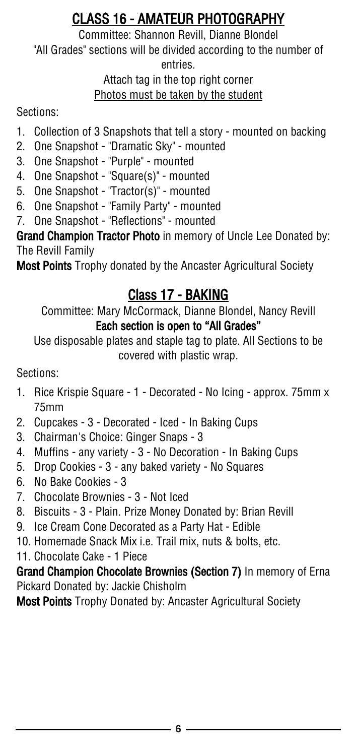## CLASS 16 - AMATEUR PHOTOGRAPHY

Committee: Shannon Revill, Dianne Blondel

"All Grades" sections will be divided according to the number of entries.

Attach tag in the top right corner

Photos must be taken by the student

Sections:

1. Collection of 3 Snapshots that tell a story - mounted on backing
2. One Snapshot - "Dramatic Sky" - mounted
3. One Snapshot - "Purple" - mounted
4. One Snapshot - "Square(s)" - mounted
5. One Snapshot - "Tractor(s)" - mounted
6. One Snapshot - "Family Party" - mounted
7. One Snapshot - "Reflections" - mounted

**Grand Champion Tractor Photo** in memory of Uncle Lee Donated by: The Revill Family

**Most Points** Trophy donated by the Ancaster Agricultural Society

## Class 17 - BAKING

Committee: Mary McCormack, Dianne Blondel, Nancy Revill

**Each section is open to "All Grades"**

Use disposable plates and staple tag to plate. All Sections to be covered with plastic wrap.

Sections:

1. Rice Krispie Square - 1 - Decorated - No Icing - approx. 75mm x 75mm
2. Cupcakes - 3 - Decorated - Iced - In Baking Cups
3. Chairman's Choice: Ginger Snaps - 3
4. Muffins - any variety - 3 - No Decoration - In Baking Cups
5. Drop Cookies - 3 - any baked variety - No Squares
6. No Bake Cookies - 3
7. Chocolate Brownies - 3 - Not Iced
8. Biscuits - 3 - Plain. Prize Money Donated by: Brian Revill
9. Ice Cream Cone Decorated as a Party Hat - Edible
10. Homemade Snack Mix i.e. Trail mix, nuts & bolts, etc.
11. Chocolate Cake - 1 Piece

**Grand Champion Chocolate Brownies (Section 7)** In memory of Erna Pickard Donated by: Jackie Chisholm

**Most Points** Trophy Donated by: Ancaster Agricultural Society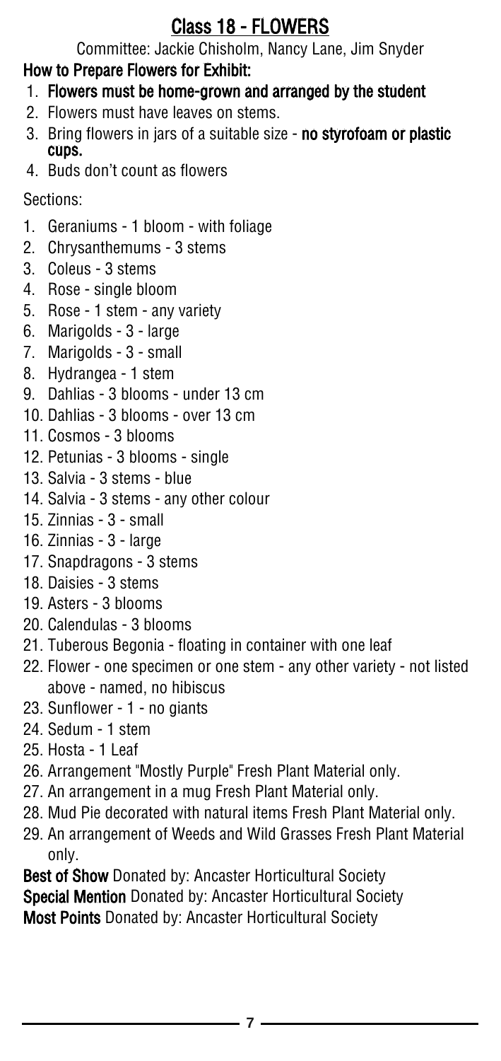# Class 18 - FLOWERS

Committee: Jackie Chisholm, Nancy Lane, Jim Snyder

**How to Prepare Flowers for Exhibit:**

1. **Flowers must be home-grown and arranged by the student**
2. Flowers must have leaves on stems.
3. Bring flowers in jars of a suitable size - **no styrofoam or plastic cups.**
4. Buds don't count as flowers

Sections:

1. Geraniums - 1 bloom - with foliage
2. Chrysanthemums - 3 stems
3. Coleus - 3 stems
4. Rose - single bloom
5. Rose - 1 stem - any variety
6. Marigolds - 3 - large
7. Marigolds - 3 - small
8. Hydrangea - 1 stem
9. Dahlias - 3 blooms - under 13 cm
10. Dahlias - 3 blooms - over 13 cm
11. Cosmos - 3 blooms
12. Petunias - 3 blooms - single
13. Salvia - 3 stems - blue
14. Salvia - 3 stems - any other colour
15. Zinnias - 3 - small
16. Zinnias - 3 - large
17. Snapdragons - 3 stems
18. Daisies - 3 stems
19. Asters - 3 blooms
20. Calendulas - 3 blooms
21. Tuberous Begonia - floating in container with one leaf
22. Flower - one specimen or one stem - any other variety - not listed above - named, no hibiscus
23. Sunflower - 1 - no giants
24. Sedum - 1 stem
25. Hosta - 1 Leaf
26. Arrangement "Mostly Purple" Fresh Plant Material only.
27. An arrangement in a mug Fresh Plant Material only.
28. Mud Pie decorated with natural items Fresh Plant Material only.
29. An arrangement of Weeds and Wild Grasses Fresh Plant Material only.

**Best of Show** Donated by: Ancaster Horticultural Society

**Special Mention** Donated by: Ancaster Horticultural Society

**Most Points** Donated by: Ancaster Horticultural Society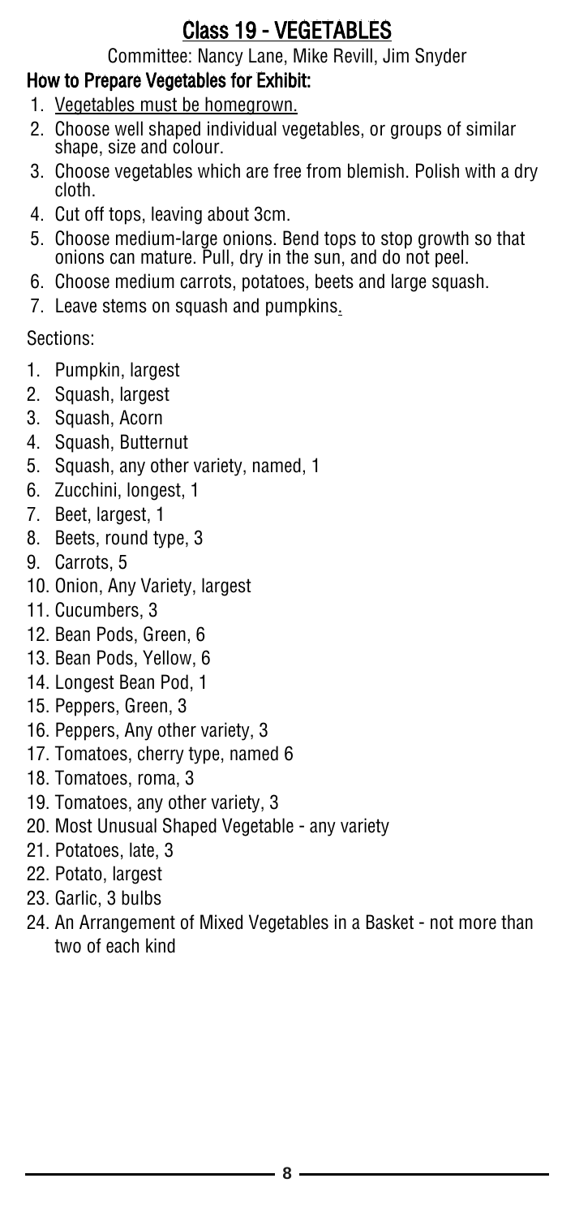# Class 19 - VEGETABLES

Committee: Nancy Lane, Mike Revill, Jim Snyder

## How to Prepare Vegetables for Exhibit:

1. Vegetables must be homegrown.
2. Choose well shaped individual vegetables, or groups of similar shape, size and colour.
3. Choose vegetables which are free from blemish. Polish with a dry cloth.
4. Cut off tops, leaving about 3cm.
5. Choose medium-large onions. Bend tops to stop growth so that onions can mature. Pull, dry in the sun, and do not peel.
6. Choose medium carrots, potatoes, beets and large squash.
7. Leave stems on squash and pumpkins.

Sections:

1. Pumpkin, largest
2. Squash, largest
3. Squash, Acorn
4. Squash, Butternut
5. Squash, any other variety, named, 1
6. Zucchini, longest, 1
7. Beet, largest, 1
8. Beets, round type, 3
9. Carrots, 5
10. Onion, Any Variety, largest
11. Cucumbers, 3
12. Bean Pods, Green, 6
13. Bean Pods, Yellow, 6
14. Longest Bean Pod, 1
15. Peppers, Green, 3
16. Peppers, Any other variety, 3
17. Tomatoes, cherry type, named 6
18. Tomatoes, roma, 3
19. Tomatoes, any other variety, 3
20. Most Unusual Shaped Vegetable - any variety
21. Potatoes, late, 3
22. Potato, largest
23. Garlic, 3 bulbs
24. An Arrangement of Mixed Vegetables in a Basket - not more than two of each kind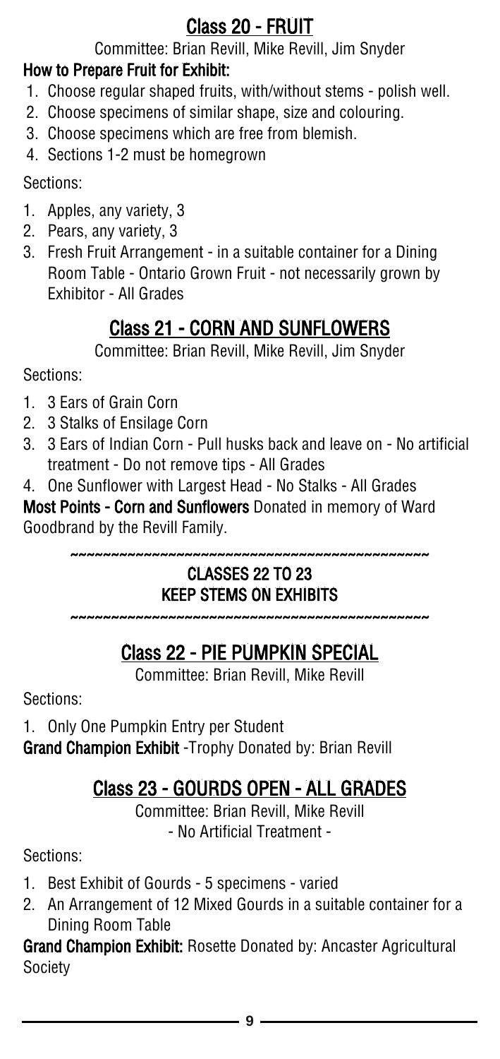## Class 20 - FRUIT

Committee: Brian Revill, Mike Revill, Jim Snyder

**How to Prepare Fruit for Exhibit:**

1. Choose regular shaped fruits, with/without stems - polish well.
2. Choose specimens of similar shape, size and colouring.
3. Choose specimens which are free from blemish.
4. Sections 1-2 must be homegrown

Sections:

1. Apples, any variety, 3
2. Pears, any variety, 3
3. Fresh Fruit Arrangement - in a suitable container for a Dining Room Table - Ontario Grown Fruit - not necessarily grown by Exhibitor - All Grades

## Class 21 - CORN AND SUNFLOWERS

Committee: Brian Revill, Mike Revill, Jim Snyder

Sections:

1. 3 Ears of Grain Corn
2. 3 Stalks of Ensilage Corn
3. 3 Ears of Indian Corn - Pull husks back and leave on - No artificial treatment - Do not remove tips - All Grades
4. One Sunflower with Largest Head - No Stalks - All Grades

**Most Points - Corn and Sunflowers** Donated in memory of Ward Goodbrand by the Revill Family.

~~~~~~~~~~~~~~~~~~~~~~~~~~~~~~~~~~~~~~~~~~~~~

**CLASSES 22 TO 23**
**KEEP STEMS ON EXHIBITS**

~~~~~~~~~~~~~~~~~~~~~~~~~~~~~~~~~~~~~~~~~~~~~

## Class 22 - PIE PUMPKIN SPECIAL

Committee: Brian Revill, Mike Revill

Sections:

1. Only One Pumpkin Entry per Student

**Grand Champion Exhibit** -Trophy Donated by: Brian Revill

## Class 23 - GOURDS OPEN - ALL GRADES

Committee: Brian Revill, Mike Revill
- No Artificial Treatment -

Sections:

1. Best Exhibit of Gourds - 5 specimens - varied
2. An Arrangement of 12 Mixed Gourds in a suitable container for a Dining Room Table

**Grand Champion Exhibit:** Rosette Donated by: Ancaster Agricultural Society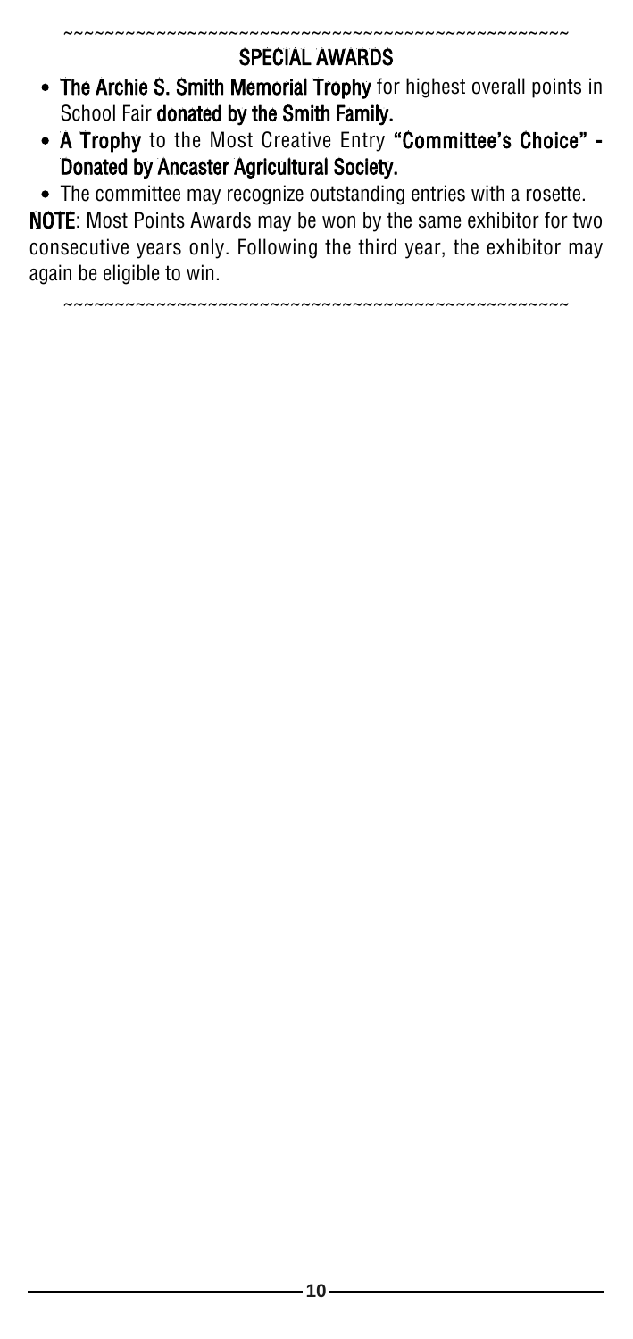~~~~~~~~~~~~~~~~~~~~~~~~~~~~~~~~~~~~~~~~~~~~~~~~~~~~

## SPECIAL AWARDS

- **The Archie S. Smith Memorial Trophy** for highest overall points in School Fair **donated by the Smith Family.**
- **A Trophy** to the Most Creative Entry **"Committee's Choice" - Donated by Ancaster Agricultural Society.**
- The committee may recognize outstanding entries with a rosette.

**NOTE**: Most Points Awards may be won by the same exhibitor for two consecutive years only. Following the third year, the exhibitor may again be eligible to win.

~~~~~~~~~~~~~~~~~~~~~~~~~~~~~~~~~~~~~~~~~~~~~~~~~~~~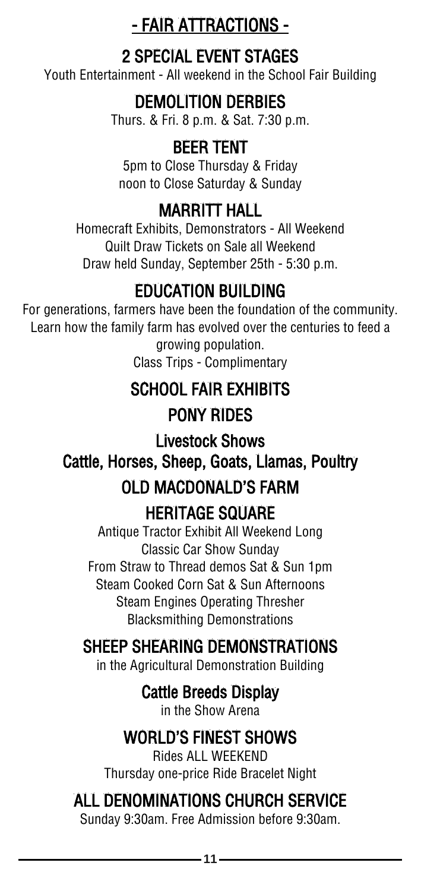# - FAIR ATTRACTIONS -

## 2 SPECIAL EVENT STAGES

Youth Entertainment - All weekend in the School Fair Building

## DEMOLITION DERBIES

Thurs. & Fri. 8 p.m. & Sat. 7:30 p.m.

## BEER TENT

5pm to Close Thursday & Friday
noon to Close Saturday & Sunday

## MARRITT HALL

Homecraft Exhibits, Demonstrators - All Weekend
Quilt Draw Tickets on Sale all Weekend
Draw held Sunday, September 25th - 5:30 p.m.

## EDUCATION BUILDING

For generations, farmers have been the foundation of the community. Learn how the family farm has evolved over the centuries to feed a growing population.
Class Trips - Complimentary

## SCHOOL FAIR EXHIBITS

## PONY RIDES

## Livestock Shows
## Cattle, Horses, Sheep, Goats, Llamas, Poultry

## OLD MACDONALD'S FARM

## HERITAGE SQUARE

Antique Tractor Exhibit All Weekend Long
Classic Car Show Sunday
From Straw to Thread demos Sat & Sun 1pm
Steam Cooked Corn Sat & Sun Afternoons
Steam Engines Operating Thresher
Blacksmithing Demonstrations

## SHEEP SHEARING DEMONSTRATIONS

in the Agricultural Demonstration Building

## Cattle Breeds Display

in the Show Arena

## WORLD'S FINEST SHOWS

Rides ALL WEEKEND
Thursday one-price Ride Bracelet Night

## ALL DENOMINATIONS CHURCH SERVICE

Sunday 9:30am. Free Admission before 9:30am.